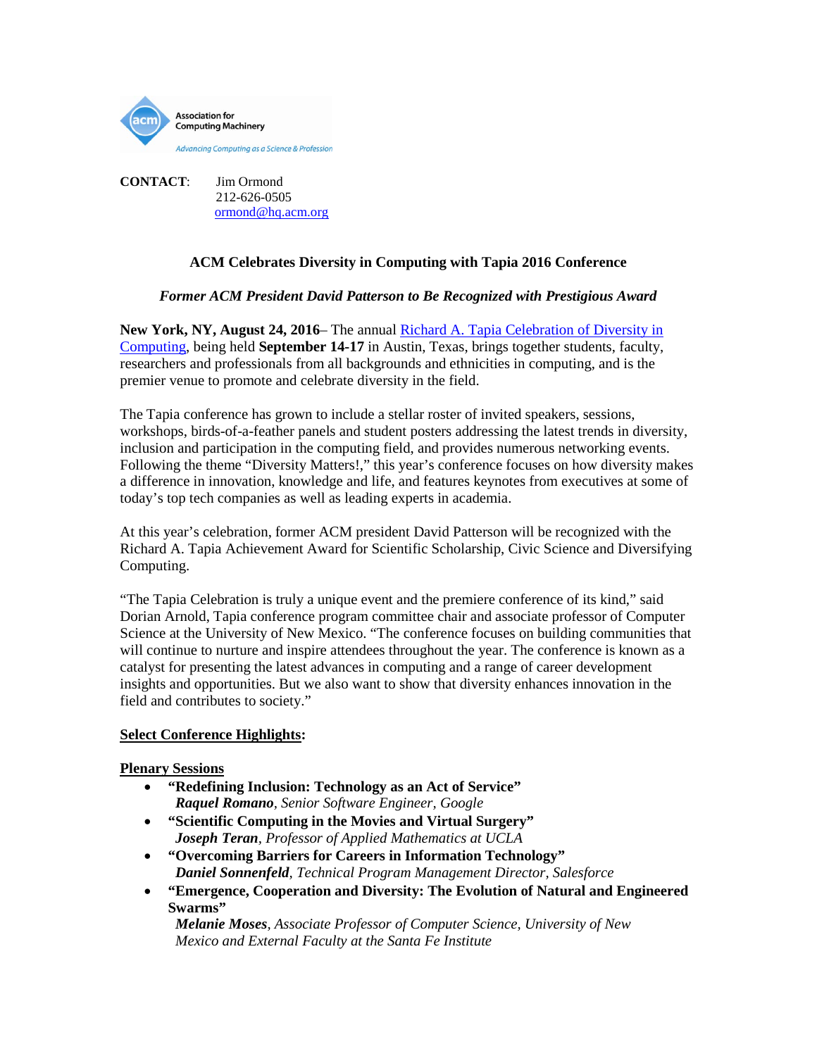Association for Computing Machinery

*Advancing Computing as a Science & Profession*

**CONTACT**: Jim Ormond
212-626-0505
ormond@hq.acm.org

## ACM Celebrates Diversity in Computing with Tapia 2016 Conference

***Former ACM President David Patterson to Be Recognized with Prestigious Award***

**New York, NY, August 24, 2016**– The annual Richard A. Tapia Celebration of Diversity in Computing, being held **September 14-17** in Austin, Texas, brings together students, faculty, researchers and professionals from all backgrounds and ethnicities in computing, and is the premier venue to promote and celebrate diversity in the field.

The Tapia conference has grown to include a stellar roster of invited speakers, sessions, workshops, birds-of-a-feather panels and student posters addressing the latest trends in diversity, inclusion and participation in the computing field, and provides numerous networking events. Following the theme "Diversity Matters!," this year's conference focuses on how diversity makes a difference in innovation, knowledge and life, and features keynotes from executives at some of today's top tech companies as well as leading experts in academia.

At this year's celebration, former ACM president David Patterson will be recognized with the Richard A. Tapia Achievement Award for Scientific Scholarship, Civic Science and Diversifying Computing.

"The Tapia Celebration is truly a unique event and the premiere conference of its kind," said Dorian Arnold, Tapia conference program committee chair and associate professor of Computer Science at the University of New Mexico. "The conference focuses on building communities that will continue to nurture and inspire attendees throughout the year. The conference is known as a catalyst for presenting the latest advances in computing and a range of career development insights and opportunities. But we also want to show that diversity enhances innovation in the field and contributes to society."

**Select Conference Highlights:**

**Plenary Sessions**

- **"Redefining Inclusion: Technology as an Act of Service"**
  ***Raquel Romano***, *Senior Software Engineer, Google*
- **"Scientific Computing in the Movies and Virtual Surgery"**
  ***Joseph Teran***, *Professor of Applied Mathematics at UCLA*
- **"Overcoming Barriers for Careers in Information Technology"**
  ***Daniel Sonnenfeld***, *Technical Program Management Director, Salesforce*
- **"Emergence, Cooperation and Diversity: The Evolution of Natural and Engineered Swarms"**
  ***Melanie Moses***, *Associate Professor of Computer Science, University of New Mexico and External Faculty at the Santa Fe Institute*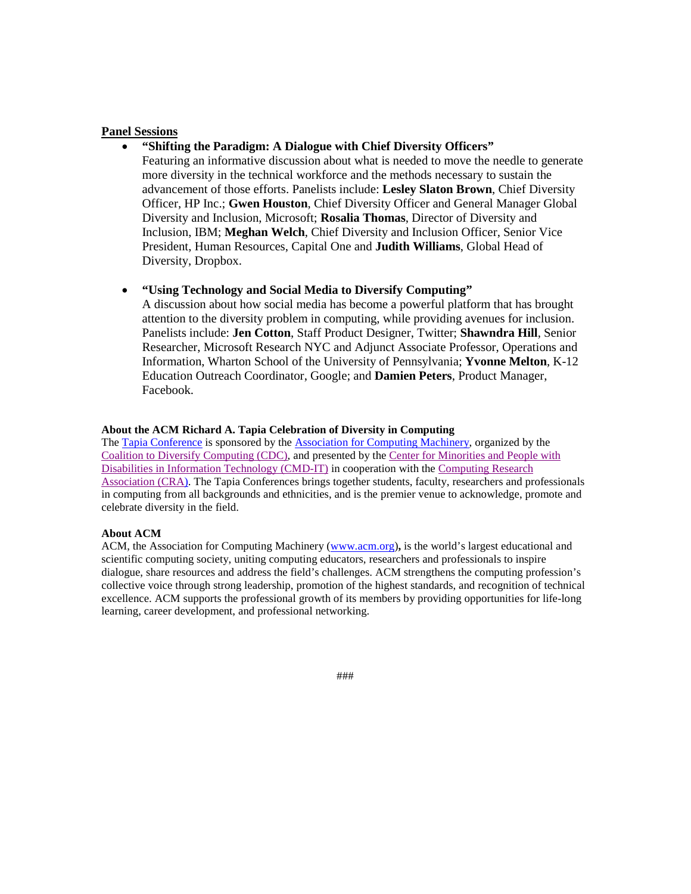## Panel Sessions

- **"Shifting the Paradigm: A Dialogue with Chief Diversity Officers"**
  Featuring an informative discussion about what is needed to move the needle to generate more diversity in the technical workforce and the methods necessary to sustain the advancement of those efforts. Panelists include: **Lesley Slaton Brown**, Chief Diversity Officer, HP Inc.; **Gwen Houston**, Chief Diversity Officer and General Manager Global Diversity and Inclusion, Microsoft; **Rosalia Thomas**, Director of Diversity and Inclusion, IBM; **Meghan Welch**, Chief Diversity and Inclusion Officer, Senior Vice President, Human Resources, Capital One and **Judith Williams**, Global Head of Diversity, Dropbox.

- **"Using Technology and Social Media to Diversify Computing"**
  A discussion about how social media has become a powerful platform that has brought attention to the diversity problem in computing, while providing avenues for inclusion. Panelists include: **Jen Cotton**, Staff Product Designer, Twitter; **Shawndra Hill**, Senior Researcher, Microsoft Research NYC and Adjunct Associate Professor, Operations and Information, Wharton School of the University of Pennsylvania; **Yvonne Melton**, K-12 Education Outreach Coordinator, Google; and **Damien Peters**, Product Manager, Facebook.

**About the ACM Richard A. Tapia Celebration of Diversity in Computing**
The Tapia Conference is sponsored by the Association for Computing Machinery, organized by the Coalition to Diversify Computing (CDC), and presented by the Center for Minorities and People with Disabilities in Information Technology (CMD-IT) in cooperation with the Computing Research Association (CRA). The Tapia Conferences brings together students, faculty, researchers and professionals in computing from all backgrounds and ethnicities, and is the premier venue to acknowledge, promote and celebrate diversity in the field.

**About ACM**
ACM, the Association for Computing Machinery (www.acm.org), is the world's largest educational and scientific computing society, uniting computing educators, researchers and professionals to inspire dialogue, share resources and address the field's challenges. ACM strengthens the computing profession's collective voice through strong leadership, promotion of the highest standards, and recognition of technical excellence. ACM supports the professional growth of its members by providing opportunities for life-long learning, career development, and professional networking.

###